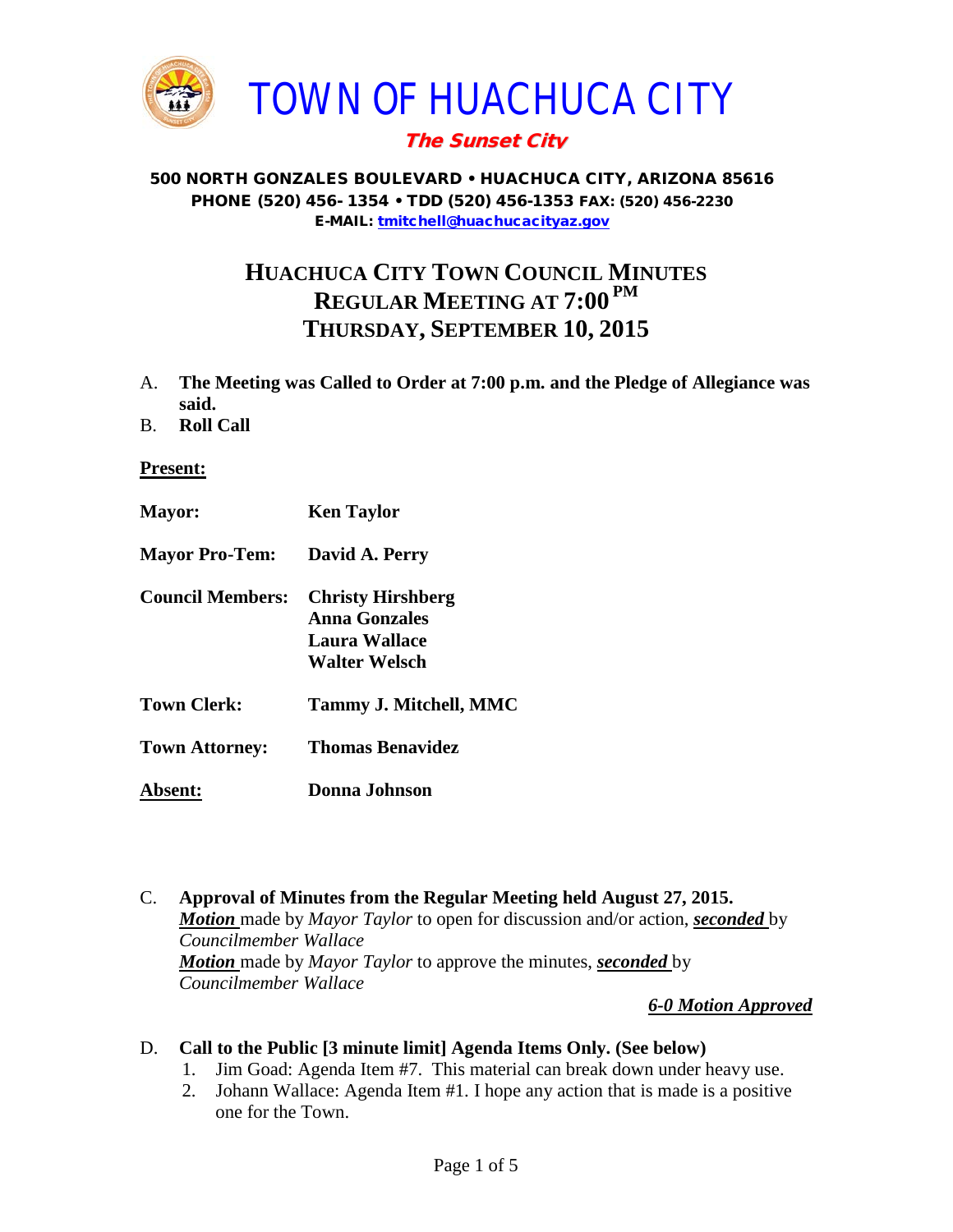# TOWN OF HUACHUCA CITY

***The Sunset City***

**500 NORTH GONZALES BOULEVARD • HUACHUCA CITY, ARIZONA 85616**
**PHONE (520) 456- 1354 • TDD (520) 456-1353 FAX: (520) 456-2230**
**E-MAIL: tmitchell@huachucacityaz.gov**

## HUACHUCA CITY TOWN COUNCIL MINUTES
## REGULAR MEETING AT 7:00 PM
## THURSDAY, SEPTEMBER 10, 2015

A. **The Meeting was Called to Order at 7:00 p.m. and the Pledge of Allegiance was said.**

B. **Roll Call**

**Present:**

**Mayor:** **Ken Taylor**

**Mayor Pro-Tem:** **David A. Perry**

**Council Members:** **Christy Hirshberg**
**Anna Gonzales**
**Laura Wallace**
**Walter Welsch**

**Town Clerk:** **Tammy J. Mitchell, MMC**

**Town Attorney:** **Thomas Benavidez**

**Absent:** **Donna Johnson**

C. **Approval of Minutes from the Regular Meeting held August 27, 2015.**
***Motion*** made by *Mayor Taylor* to open for discussion and/or action, ***seconded*** by *Councilmember Wallace*
***Motion*** made by *Mayor Taylor* to approve the minutes, ***seconded*** by *Councilmember Wallace*

***6-0 Motion Approved***

D. **Call to the Public [3 minute limit] Agenda Items Only. (See below)**
1. Jim Goad: Agenda Item #7. This material can break down under heavy use.
2. Johann Wallace: Agenda Item #1. I hope any action that is made is a positive one for the Town.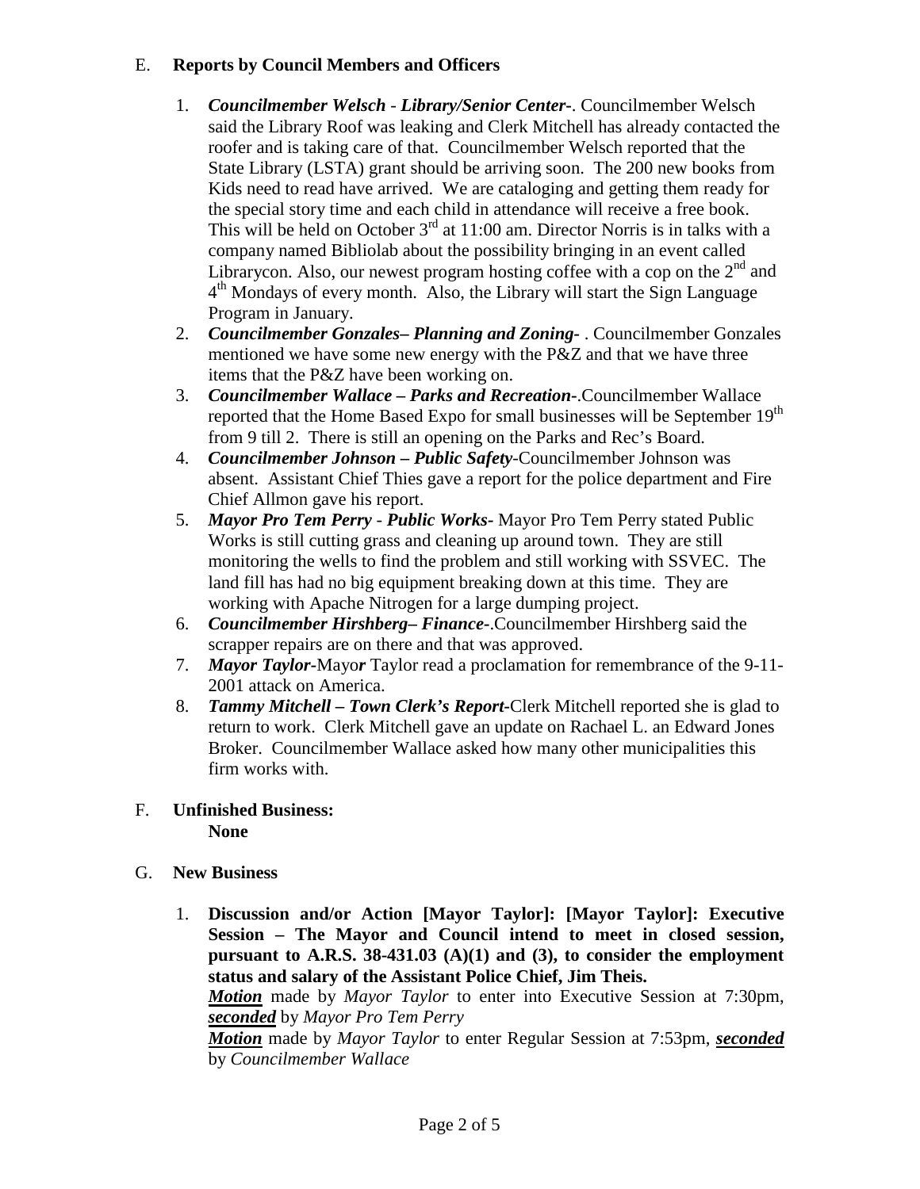E. **Reports by Council Members and Officers**

1. ***Councilmember Welsch - Library/Senior Center-***. Councilmember Welsch said the Library Roof was leaking and Clerk Mitchell has already contacted the roofer and is taking care of that. Councilmember Welsch reported that the State Library (LSTA) grant should be arriving soon. The 200 new books from Kids need to read have arrived. We are cataloging and getting them ready for the special story time and each child in attendance will receive a free book. This will be held on October 3rd at 11:00 am. Director Norris is in talks with a company named Bibliolab about the possibility bringing in an event called Librarycon. Also, our newest program hosting coffee with a cop on the 2nd and 4th Mondays of every month. Also, the Library will start the Sign Language Program in January.
2. ***Councilmember Gonzales– Planning and Zoning-*** . Councilmember Gonzales mentioned we have some new energy with the P&Z and that we have three items that the P&Z have been working on.
3. ***Councilmember Wallace – Parks and Recreation-***.Councilmember Wallace reported that the Home Based Expo for small businesses will be September 19th from 9 till 2. There is still an opening on the Parks and Rec's Board.
4. ***Councilmember Johnson – Public Safety-***Councilmember Johnson was absent. Assistant Chief Thies gave a report for the police department and Fire Chief Allmon gave his report.
5. ***Mayor Pro Tem Perry - Public Works-*** Mayor Pro Tem Perry stated Public Works is still cutting grass and cleaning up around town. They are still monitoring the wells to find the problem and still working with SSVEC. The land fill has had no big equipment breaking down at this time. They are working with Apache Nitrogen for a large dumping project.
6. ***Councilmember Hirshberg– Finance-***.Councilmember Hirshberg said the scrapper repairs are on there and that was approved.
7. ***Mayor Taylor-***Mayo***r*** Taylor read a proclamation for remembrance of the 9-11-2001 attack on America.
8. ***Tammy Mitchell – Town Clerk's Report-***Clerk Mitchell reported she is glad to return to work. Clerk Mitchell gave an update on Rachael L. an Edward Jones Broker. Councilmember Wallace asked how many other municipalities this firm works with.

F. **Unfinished Business:**
**None**

G. **New Business**

1. **Discussion and/or Action [Mayor Taylor]: [Mayor Taylor]: Executive Session – The Mayor and Council intend to meet in closed session, pursuant to A.R.S. 38-431.03 (A)(1) and (3), to consider the employment status and salary of the Assistant Police Chief, Jim Theis.**

   ***Motion*** made by *Mayor Taylor* to enter into Executive Session at 7:30pm, ***seconded*** by *Mayor Pro Tem Perry*

   ***Motion*** made by *Mayor Taylor* to enter Regular Session at 7:53pm, ***seconded*** by *Councilmember Wallace*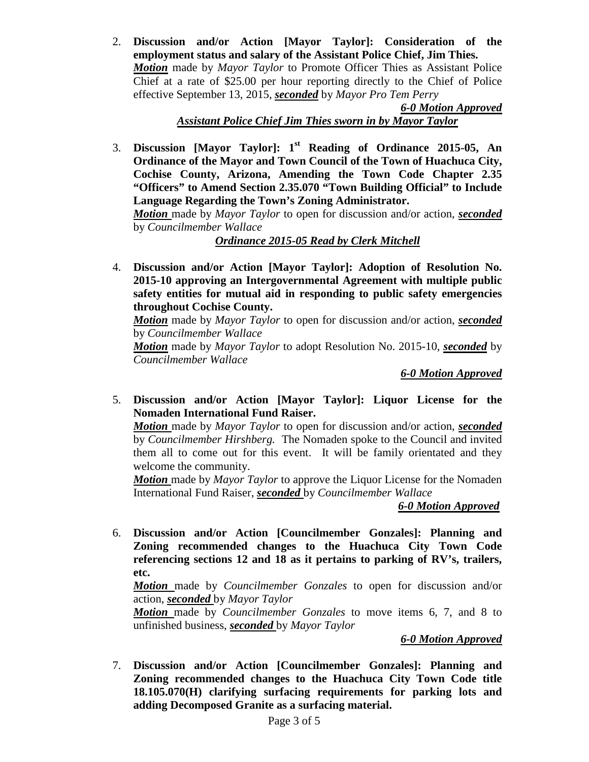2. **Discussion and/or Action [Mayor Taylor]: Consideration of the employment status and salary of the Assistant Police Chief, Jim Thies.**
   ***Motion*** made by *Mayor Taylor* to Promote Officer Thies as Assistant Police Chief at a rate of $25.00 per hour reporting directly to the Chief of Police effective September 13, 2015, ***seconded*** by *Mayor Pro Tem Perry*

   ***6-0 Motion Approved***

   ***Assistant Police Chief Jim Thies sworn in by Mayor Taylor***

3. **Discussion [Mayor Taylor]: 1st Reading of Ordinance 2015-05, An Ordinance of the Mayor and Town Council of the Town of Huachuca City, Cochise County, Arizona, Amending the Town Code Chapter 2.35 "Officers" to Amend Section 2.35.070 "Town Building Official" to Include Language Regarding the Town's Zoning Administrator.**
   ***Motion*** made by *Mayor Taylor* to open for discussion and/or action, ***seconded*** by *Councilmember Wallace*

   ***Ordinance 2015-05 Read by Clerk Mitchell***

4. **Discussion and/or Action [Mayor Taylor]: Adoption of Resolution No. 2015-10 approving an Intergovernmental Agreement with multiple public safety entities for mutual aid in responding to public safety emergencies throughout Cochise County.**
   ***Motion*** made by *Mayor Taylor* to open for discussion and/or action, ***seconded*** by *Councilmember Wallace*
   ***Motion*** made by *Mayor Taylor* to adopt Resolution No. 2015-10, ***seconded*** by *Councilmember Wallace*

   ***6-0 Motion Approved***

5. **Discussion and/or Action [Mayor Taylor]: Liquor License for the Nomaden International Fund Raiser.**
   ***Motion*** made by *Mayor Taylor* to open for discussion and/or action, ***seconded*** by *Councilmember Hirshberg.* The Nomaden spoke to the Council and invited them all to come out for this event. It will be family orientated and they welcome the community.
   ***Motion*** made by *Mayor Taylor* to approve the Liquor License for the Nomaden International Fund Raiser, ***seconded*** by *Councilmember Wallace*

   ***6-0 Motion Approved***

6. **Discussion and/or Action [Councilmember Gonzales]: Planning and Zoning recommended changes to the Huachuca City Town Code referencing sections 12 and 18 as it pertains to parking of RV's, trailers, etc.**
   ***Motion*** made by *Councilmember Gonzales* to open for discussion and/or action, ***seconded*** by *Mayor Taylor*
   ***Motion*** made by *Councilmember Gonzales* to move items 6, 7, and 8 to unfinished business, ***seconded*** by *Mayor Taylor*

   ***6-0 Motion Approved***

7. **Discussion and/or Action [Councilmember Gonzales]: Planning and Zoning recommended changes to the Huachuca City Town Code title 18.105.070(H) clarifying surfacing requirements for parking lots and adding Decomposed Granite as a surfacing material.**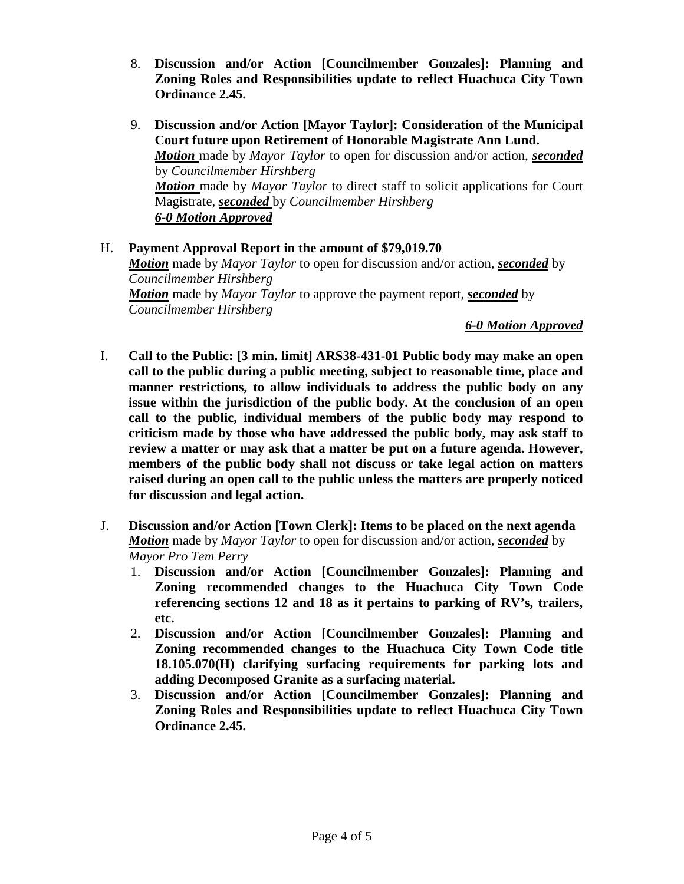8. **Discussion and/or Action [Councilmember Gonzales]: Planning and Zoning Roles and Responsibilities update to reflect Huachuca City Town Ordinance 2.45.**

9. **Discussion and/or Action [Mayor Taylor]: Consideration of the Municipal Court future upon Retirement of Honorable Magistrate Ann Lund.**
   ***Motion*** made by *Mayor Taylor* to open for discussion and/or action, ***seconded*** by *Councilmember Hirshberg*
   ***Motion*** made by *Mayor Taylor* to direct staff to solicit applications for Court Magistrate, ***seconded*** by *Councilmember Hirshberg*
   ***6-0 Motion Approved***

H. **Payment Approval Report in the amount of $79,019.70**
***Motion*** made by *Mayor Taylor* to open for discussion and/or action, ***seconded*** by *Councilmember Hirshberg*
***Motion*** made by *Mayor Taylor* to approve the payment report, ***seconded*** by *Councilmember Hirshberg*

***6-0 Motion Approved***

I. **Call to the Public: [3 min. limit] ARS38-431-01 Public body may make an open call to the public during a public meeting, subject to reasonable time, place and manner restrictions, to allow individuals to address the public body on any issue within the jurisdiction of the public body. At the conclusion of an open call to the public, individual members of the public body may respond to criticism made by those who have addressed the public body, may ask staff to review a matter or may ask that a matter be put on a future agenda. However, members of the public body shall not discuss or take legal action on matters raised during an open call to the public unless the matters are properly noticed for discussion and legal action.**

J. **Discussion and/or Action [Town Clerk]: Items to be placed on the next agenda**
***Motion*** made by *Mayor Taylor* to open for discussion and/or action, ***seconded*** by *Mayor Pro Tem Perry*
1. **Discussion and/or Action [Councilmember Gonzales]: Planning and Zoning recommended changes to the Huachuca City Town Code referencing sections 12 and 18 as it pertains to parking of RV's, trailers, etc.**
2. **Discussion and/or Action [Councilmember Gonzales]: Planning and Zoning recommended changes to the Huachuca City Town Code title 18.105.070(H) clarifying surfacing requirements for parking lots and adding Decomposed Granite as a surfacing material.**
3. **Discussion and/or Action [Councilmember Gonzales]: Planning and Zoning Roles and Responsibilities update to reflect Huachuca City Town Ordinance 2.45.**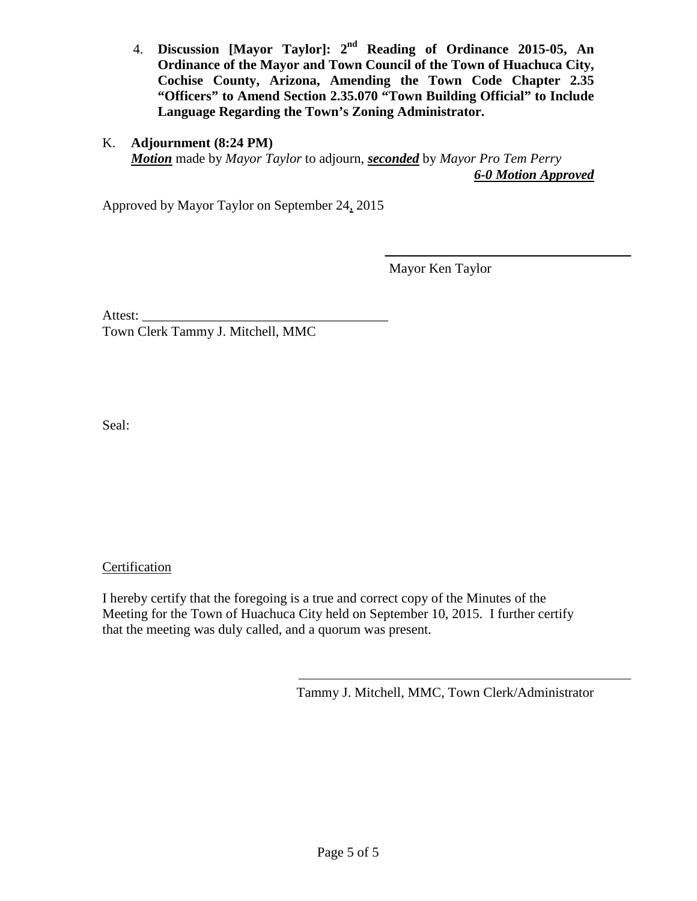4. **Discussion [Mayor Taylor]: 2nd Reading of Ordinance 2015-05, An Ordinance of the Mayor and Town Council of the Town of Huachuca City, Cochise County, Arizona, Amending the Town Code Chapter 2.35 "Officers" to Amend Section 2.35.070 "Town Building Official" to Include Language Regarding the Town's Zoning Administrator.**

K. **Adjournment (8:24 PM)**
***Motion*** made by *Mayor Taylor* to adjourn, ***seconded*** by *Mayor Pro Tem Perry*
***6-0 Motion Approved***

Approved by Mayor Taylor on September 24, 2015

\_\_\_\_\_\_\_\_\_\_\_\_\_\_\_\_\_\_\_\_\_\_\_\_\_\_\_\_\_\_\_\_\_\_\_\_
Mayor Ken Taylor

Attest: \_\_\_\_\_\_\_\_\_\_\_\_\_\_\_\_\_\_\_\_\_\_\_\_\_\_\_\_\_\_\_\_\_\_\_\_
Town Clerk Tammy J. Mitchell, MMC

Seal:

Certification

I hereby certify that the foregoing is a true and correct copy of the Minutes of the Meeting for the Town of Huachuca City held on September 10, 2015. I further certify that the meeting was duly called, and a quorum was present.

\_\_\_\_\_\_\_\_\_\_\_\_\_\_\_\_\_\_\_\_\_\_\_\_\_\_\_\_\_\_\_\_\_\_\_\_
Tammy J. Mitchell, MMC, Town Clerk/Administrator